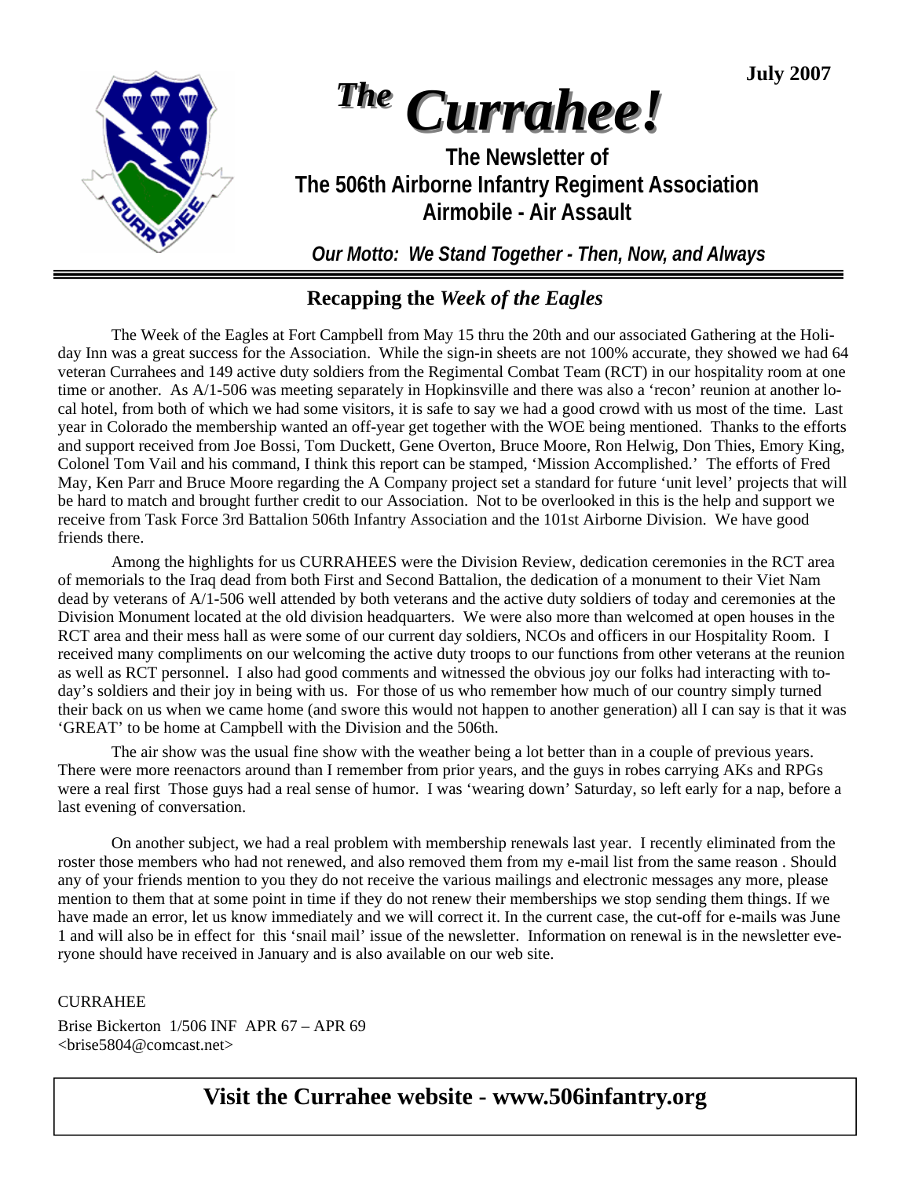July 2007

# *The Currahee!*

## The Newsletter of The 506th Airborne Infantry Regiment Association Airmobile - Air Assault

***Our Motto: We Stand Together - Then, Now, and Always***

## Recapping the *Week of the Eagles*

The Week of the Eagles at Fort Campbell from May 15 thru the 20th and our associated Gathering at the Holiday Inn was a great success for the Association. While the sign-in sheets are not 100% accurate, they showed we had 64 veteran Currahees and 149 active duty soldiers from the Regimental Combat Team (RCT) in our hospitality room at one time or another. As A/1-506 was meeting separately in Hopkinsville and there was also a 'recon' reunion at another local hotel, from both of which we had some visitors, it is safe to say we had a good crowd with us most of the time. Last year in Colorado the membership wanted an off-year get together with the WOE being mentioned. Thanks to the efforts and support received from Joe Bossi, Tom Duckett, Gene Overton, Bruce Moore, Ron Helwig, Don Thies, Emory King, Colonel Tom Vail and his command, I think this report can be stamped, 'Mission Accomplished.' The efforts of Fred May, Ken Parr and Bruce Moore regarding the A Company project set a standard for future 'unit level' projects that will be hard to match and brought further credit to our Association. Not to be overlooked in this is the help and support we receive from Task Force 3rd Battalion 506th Infantry Association and the 101st Airborne Division. We have good friends there.

Among the highlights for us CURRAHEES were the Division Review, dedication ceremonies in the RCT area of memorials to the Iraq dead from both First and Second Battalion, the dedication of a monument to their Viet Nam dead by veterans of A/1-506 well attended by both veterans and the active duty soldiers of today and ceremonies at the Division Monument located at the old division headquarters. We were also more than welcomed at open houses in the RCT area and their mess hall as were some of our current day soldiers, NCOs and officers in our Hospitality Room. I received many compliments on our welcoming the active duty troops to our functions from other veterans at the reunion as well as RCT personnel. I also had good comments and witnessed the obvious joy our folks had interacting with today's soldiers and their joy in being with us. For those of us who remember how much of our country simply turned their back on us when we came home (and swore this would not happen to another generation) all I can say is that it was 'GREAT' to be home at Campbell with the Division and the 506th.

The air show was the usual fine show with the weather being a lot better than in a couple of previous years. There were more reenactors around than I remember from prior years, and the guys in robes carrying AKs and RPGs were a real first Those guys had a real sense of humor. I was 'wearing down' Saturday, so left early for a nap, before a last evening of conversation.

On another subject, we had a real problem with membership renewals last year. I recently eliminated from the roster those members who had not renewed, and also removed them from my e-mail list from the same reason . Should any of your friends mention to you they do not receive the various mailings and electronic messages any more, please mention to them that at some point in time if they do not renew their memberships we stop sending them things. If we have made an error, let us know immediately and we will correct it. In the current case, the cut-off for e-mails was June 1 and will also be in effect for this 'snail mail' issue of the newsletter. Information on renewal is in the newsletter everyone should have received in January and is also available on our web site.

CURRAHEE

Brise Bickerton 1/506 INF APR 67 – APR 69
<brise5804@comcast.net>

**Visit the Currahee website - www.506infantry.org**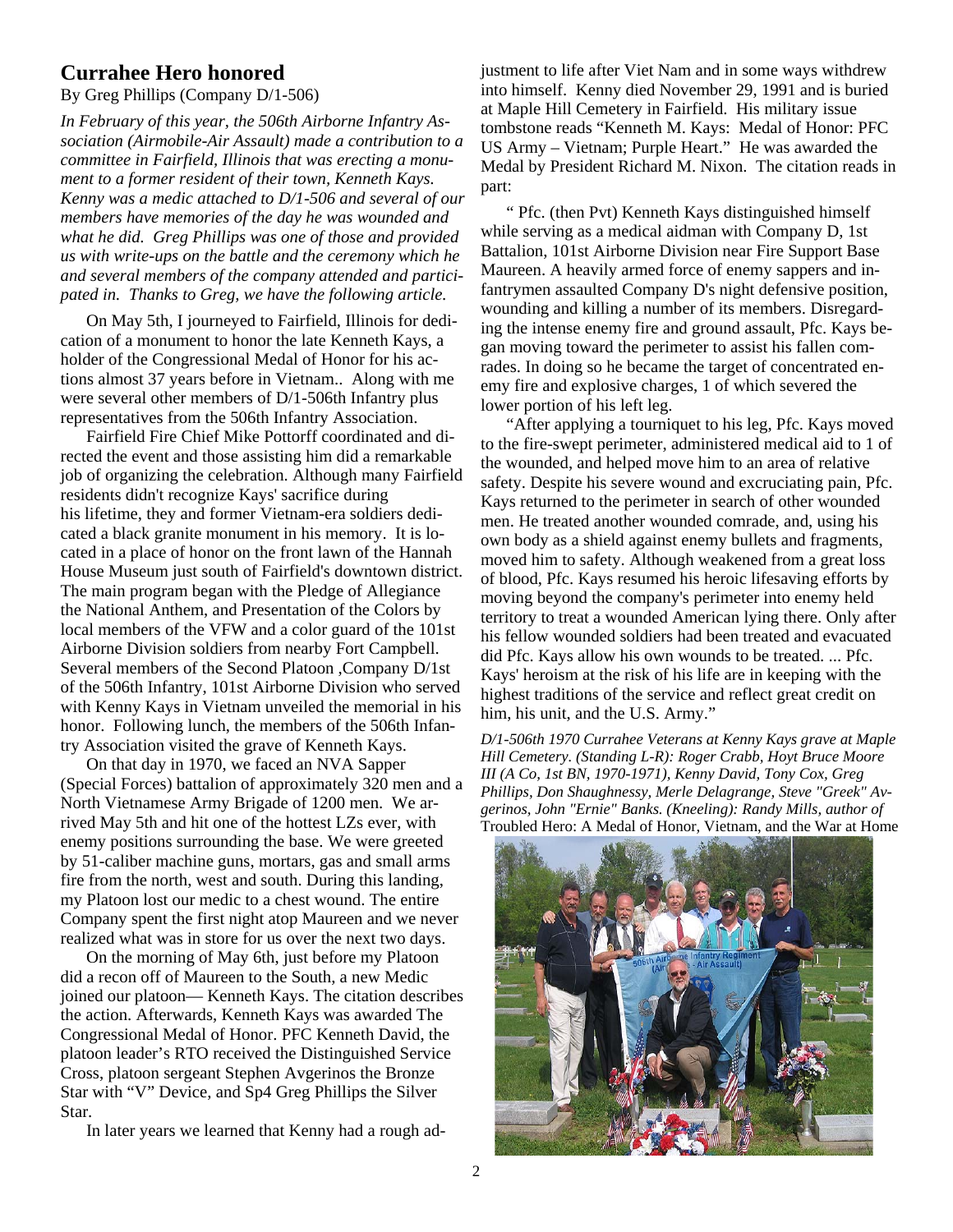## Currahee Hero honored

By Greg Phillips (Company D/1-506)

*In February of this year, the 506th Airborne Infantry Association (Airmobile-Air Assault) made a contribution to a committee in Fairfield, Illinois that was erecting a monument to a former resident of their town, Kenneth Kays. Kenny was a medic attached to D/1-506 and several of our members have memories of the day he was wounded and what he did. Greg Phillips was one of those and provided us with write-ups on the battle and the ceremony which he and several members of the company attended and participated in. Thanks to Greg, we have the following article.*

On May 5th, I journeyed to Fairfield, Illinois for dedication of a monument to honor the late Kenneth Kays, a holder of the Congressional Medal of Honor for his actions almost 37 years before in Vietnam.. Along with me were several other members of D/1-506th Infantry plus representatives from the 506th Infantry Association.

Fairfield Fire Chief Mike Pottorff coordinated and directed the event and those assisting him did a remarkable job of organizing the celebration. Although many Fairfield residents didn't recognize Kays' sacrifice during his lifetime, they and former Vietnam-era soldiers dedicated a black granite monument in his memory. It is located in a place of honor on the front lawn of the Hannah House Museum just south of Fairfield's downtown district. The main program began with the Pledge of Allegiance the National Anthem, and Presentation of the Colors by local members of the VFW and a color guard of the 101st Airborne Division soldiers from nearby Fort Campbell. Several members of the Second Platoon ,Company D/1st of the 506th Infantry, 101st Airborne Division who served with Kenny Kays in Vietnam unveiled the memorial in his honor. Following lunch, the members of the 506th Infantry Association visited the grave of Kenneth Kays.

On that day in 1970, we faced an NVA Sapper (Special Forces) battalion of approximately 320 men and a North Vietnamese Army Brigade of 1200 men. We arrived May 5th and hit one of the hottest LZs ever, with enemy positions surrounding the base. We were greeted by 51-caliber machine guns, mortars, gas and small arms fire from the north, west and south. During this landing, my Platoon lost our medic to a chest wound. The entire Company spent the first night atop Maureen and we never realized what was in store for us over the next two days.

On the morning of May 6th, just before my Platoon did a recon off of Maureen to the South, a new Medic joined our platoon— Kenneth Kays. The citation describes the action. Afterwards, Kenneth Kays was awarded The Congressional Medal of Honor. PFC Kenneth David, the platoon leader's RTO received the Distinguished Service Cross, platoon sergeant Stephen Avgerinos the Bronze Star with "V" Device, and Sp4 Greg Phillips the Silver Star.

In later years we learned that Kenny had a rough adjustment to life after Viet Nam and in some ways withdrew into himself. Kenny died November 29, 1991 and is buried at Maple Hill Cemetery in Fairfield. His military issue tombstone reads "Kenneth M. Kays: Medal of Honor: PFC US Army – Vietnam; Purple Heart." He was awarded the Medal by President Richard M. Nixon. The citation reads in part:

" Pfc. (then Pvt) Kenneth Kays distinguished himself while serving as a medical aidman with Company D, 1st Battalion, 101st Airborne Division near Fire Support Base Maureen. A heavily armed force of enemy sappers and infantrymen assaulted Company D's night defensive position, wounding and killing a number of its members. Disregarding the intense enemy fire and ground assault, Pfc. Kays began moving toward the perimeter to assist his fallen comrades. In doing so he became the target of concentrated enemy fire and explosive charges, 1 of which severed the lower portion of his left leg.

"After applying a tourniquet to his leg, Pfc. Kays moved to the fire-swept perimeter, administered medical aid to 1 of the wounded, and helped move him to an area of relative safety. Despite his severe wound and excruciating pain, Pfc. Kays returned to the perimeter in search of other wounded men. He treated another wounded comrade, and, using his own body as a shield against enemy bullets and fragments, moved him to safety. Although weakened from a great loss of blood, Pfc. Kays resumed his heroic lifesaving efforts by moving beyond the company's perimeter into enemy held territory to treat a wounded American lying there. Only after his fellow wounded soldiers had been treated and evacuated did Pfc. Kays allow his own wounds to be treated. ... Pfc. Kays' heroism at the risk of his life are in keeping with the highest traditions of the service and reflect great credit on him, his unit, and the U.S. Army."

*D/1-506th 1970 Currahee Veterans at Kenny Kays grave at Maple Hill Cemetery. (Standing L-R): Roger Crabb, Hoyt Bruce Moore III (A Co, 1st BN, 1970-1971), Kenny David, Tony Cox, Greg Phillips, Don Shaughnessy, Merle Delagrange, Steve "Greek" Avgerinos, John "Ernie" Banks. (Kneeling): Randy Mills, author of* Troubled Hero: A Medal of Honor, Vietnam, and the War at Home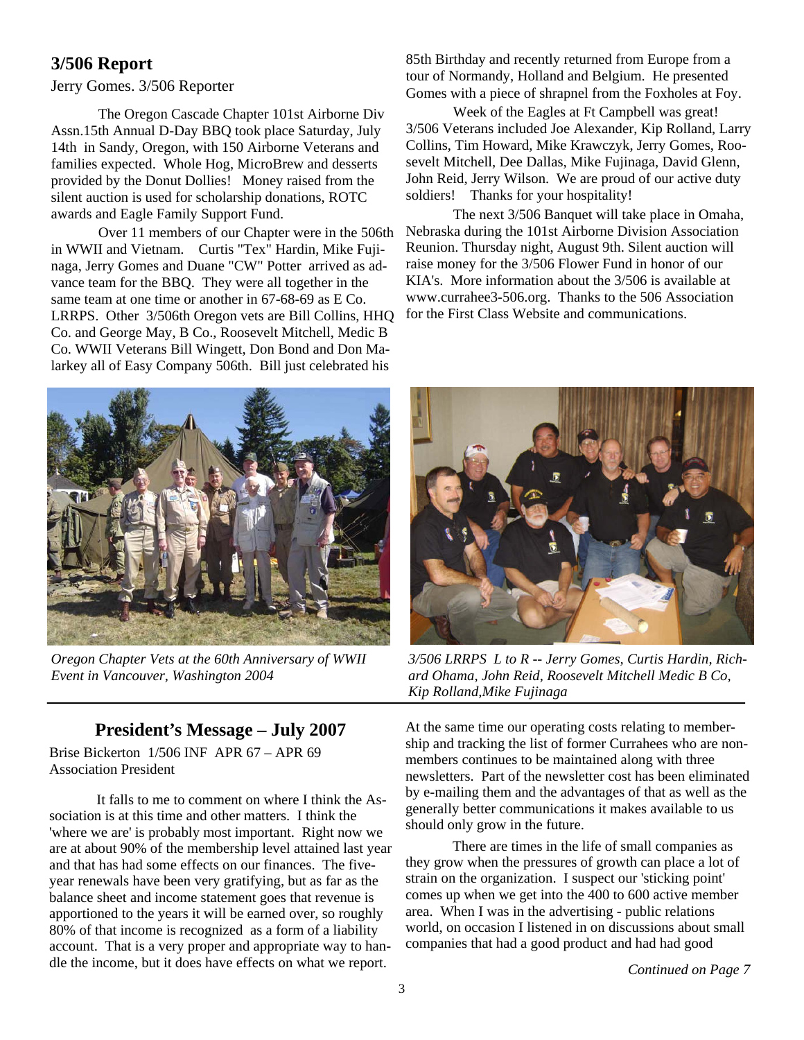## 3/506 Report

Jerry Gomes. 3/506 Reporter

The Oregon Cascade Chapter 101st Airborne Div Assn.15th Annual D-Day BBQ took place Saturday, July 14th in Sandy, Oregon, with 150 Airborne Veterans and families expected. Whole Hog, MicroBrew and desserts provided by the Donut Dollies! Money raised from the silent auction is used for scholarship donations, ROTC awards and Eagle Family Support Fund.

Over 11 members of our Chapter were in the 506th in WWII and Vietnam. Curtis "Tex" Hardin, Mike Fujinaga, Jerry Gomes and Duane "CW" Potter arrived as advance team for the BBQ. They were all together in the same team at one time or another in 67-68-69 as E Co. LRRPS. Other 3/506th Oregon vets are Bill Collins, HHQ Co. and George May, B Co., Roosevelt Mitchell, Medic B Co. WWII Veterans Bill Wingett, Don Bond and Don Malarkey all of Easy Company 506th. Bill just celebrated his 85th Birthday and recently returned from Europe from a tour of Normandy, Holland and Belgium. He presented Gomes with a piece of shrapnel from the Foxholes at Foy.

Week of the Eagles at Ft Campbell was great! 3/506 Veterans included Joe Alexander, Kip Rolland, Larry Collins, Tim Howard, Mike Krawczyk, Jerry Gomes, Roosevelt Mitchell, Dee Dallas, Mike Fujinaga, David Glenn, John Reid, Jerry Wilson. We are proud of our active duty soldiers! Thanks for your hospitality!

The next 3/506 Banquet will take place in Omaha, Nebraska during the 101st Airborne Division Association Reunion. Thursday night, August 9th. Silent auction will raise money for the 3/506 Flower Fund in honor of our KIA's. More information about the 3/506 is available at www.currahee3-506.org. Thanks to the 506 Association for the First Class Website and communications.

*Oregon Chapter Vets at the 60th Anniversary of WWII Event in Vancouver, Washington 2004*

*3/506 LRRPS L to R -- Jerry Gomes, Curtis Hardin, Richard Ohama, John Reid, Roosevelt Mitchell Medic B Co, Kip Rolland, Mike Fujinaga*

## President's Message – July 2007

Brise Bickerton 1/506 INF APR 67 – APR 69
Association President

It falls to me to comment on where I think the Association is at this time and other matters. I think the 'where we are' is probably most important. Right now we are at about 90% of the membership level attained last year and that has had some effects on our finances. The five-year renewals have been very gratifying, but as far as the balance sheet and income statement goes that revenue is apportioned to the years it will be earned over, so roughly 80% of that income is recognized as a form of a liability account. That is a very proper and appropriate way to handle the income, but it does have effects on what we report.

At the same time our operating costs relating to membership and tracking the list of former Currahees who are non-members continues to be maintained along with three newsletters. Part of the newsletter cost has been eliminated by e-mailing them and the advantages of that as well as the generally better communications it makes available to us should only grow in the future.

There are times in the life of small companies as they grow when the pressures of growth can place a lot of strain on the organization. I suspect our 'sticking point' comes up when we get into the 400 to 600 active member area. When I was in the advertising - public relations world, on occasion I listened in on discussions about small companies that had a good product and had had good

*Continued on Page 7*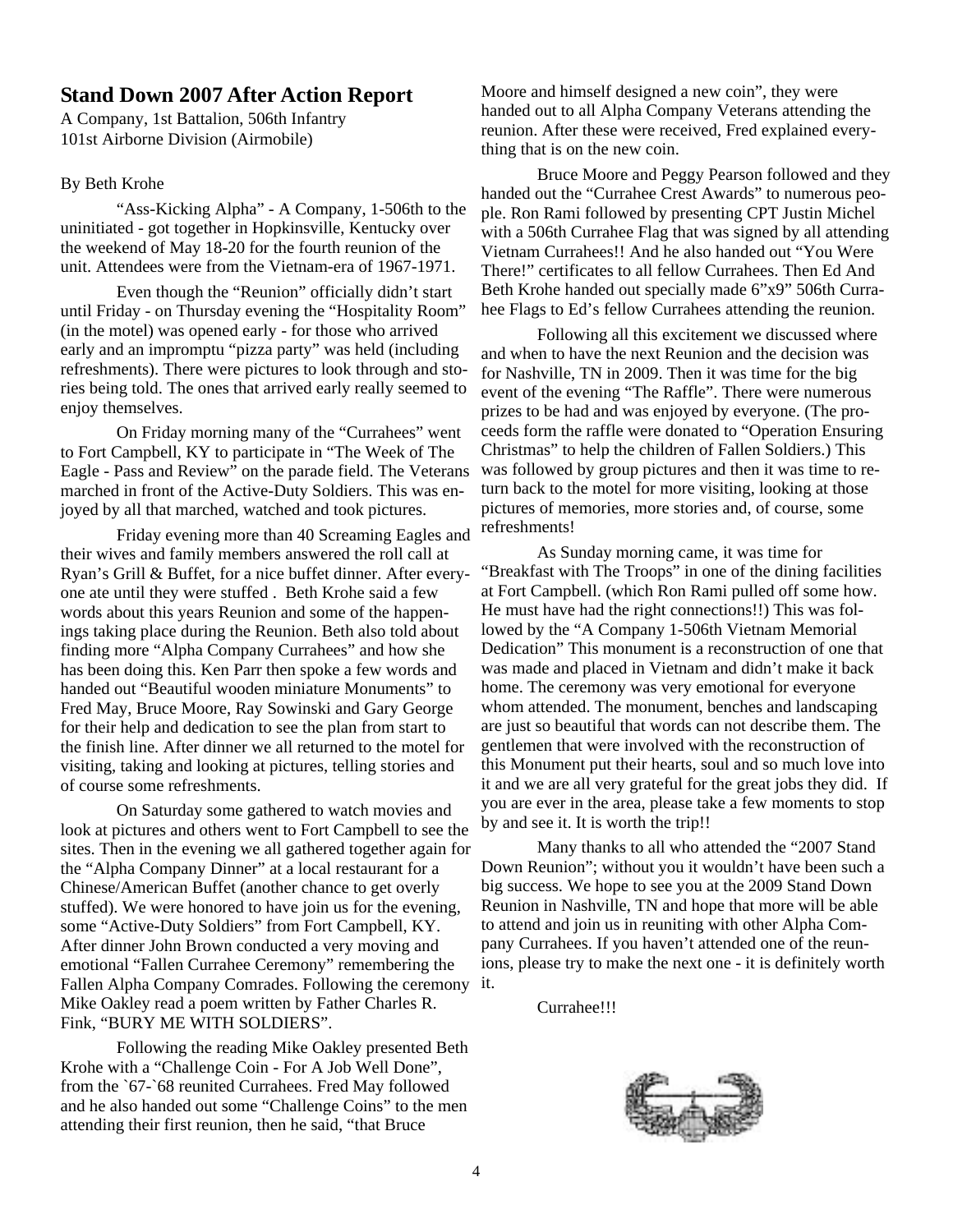## Stand Down 2007 After Action Report

A Company, 1st Battalion, 506th Infantry
101st Airborne Division (Airmobile)

By Beth Krohe

"Ass-Kicking Alpha" - A Company, 1-506th to the uninitiated - got together in Hopkinsville, Kentucky over the weekend of May 18-20 for the fourth reunion of the unit. Attendees were from the Vietnam-era of 1967-1971.

Even though the "Reunion" officially didn't start until Friday - on Thursday evening the "Hospitality Room" (in the motel) was opened early - for those who arrived early and an impromptu "pizza party" was held (including refreshments). There were pictures to look through and stories being told. The ones that arrived early really seemed to enjoy themselves.

On Friday morning many of the "Currahees" went to Fort Campbell, KY to participate in "The Week of The Eagle - Pass and Review" on the parade field. The Veterans marched in front of the Active-Duty Soldiers. This was enjoyed by all that marched, watched and took pictures.

Friday evening more than 40 Screaming Eagles and their wives and family members answered the roll call at Ryan's Grill & Buffet, for a nice buffet dinner. After everyone ate until they were stuffed . Beth Krohe said a few words about this years Reunion and some of the happenings taking place during the Reunion. Beth also told about finding more "Alpha Company Currahees" and how she has been doing this. Ken Parr then spoke a few words and handed out "Beautiful wooden miniature Monuments" to Fred May, Bruce Moore, Ray Sowinski and Gary George for their help and dedication to see the plan from start to the finish line. After dinner we all returned to the motel for visiting, taking and looking at pictures, telling stories and of course some refreshments.

On Saturday some gathered to watch movies and look at pictures and others went to Fort Campbell to see the sites. Then in the evening we all gathered together again for the "Alpha Company Dinner" at a local restaurant for a Chinese/American Buffet (another chance to get overly stuffed). We were honored to have join us for the evening, some "Active-Duty Soldiers" from Fort Campbell, KY. After dinner John Brown conducted a very moving and emotional "Fallen Currahee Ceremony" remembering the Fallen Alpha Company Comrades. Following the ceremony Mike Oakley read a poem written by Father Charles R. Fink, "BURY ME WITH SOLDIERS".

Following the reading Mike Oakley presented Beth Krohe with a "Challenge Coin - For A Job Well Done", from the `67-`68 reunited Currahees. Fred May followed and he also handed out some "Challenge Coins" to the men attending their first reunion, then he said, "that Bruce Moore and himself designed a new coin", they were handed out to all Alpha Company Veterans attending the reunion. After these were received, Fred explained everything that is on the new coin.

Bruce Moore and Peggy Pearson followed and they handed out the "Currahee Crest Awards" to numerous people. Ron Rami followed by presenting CPT Justin Michel with a 506th Currahee Flag that was signed by all attending Vietnam Currahees!! And he also handed out "You Were There!" certificates to all fellow Currahees. Then Ed And Beth Krohe handed out specially made 6"x9" 506th Currahee Flags to Ed's fellow Currahees attending the reunion.

Following all this excitement we discussed where and when to have the next Reunion and the decision was for Nashville, TN in 2009. Then it was time for the big event of the evening "The Raffle". There were numerous prizes to be had and was enjoyed by everyone. (The proceeds form the raffle were donated to "Operation Ensuring Christmas" to help the children of Fallen Soldiers.) This was followed by group pictures and then it was time to return back to the motel for more visiting, looking at those pictures of memories, more stories and, of course, some refreshments!

As Sunday morning came, it was time for "Breakfast with The Troops" in one of the dining facilities at Fort Campbell. (which Ron Rami pulled off some how. He must have had the right connections!!) This was followed by the "A Company 1-506th Vietnam Memorial Dedication" This monument is a reconstruction of one that was made and placed in Vietnam and didn't make it back home. The ceremony was very emotional for everyone whom attended. The monument, benches and landscaping are just so beautiful that words can not describe them. The gentlemen that were involved with the reconstruction of this Monument put their hearts, soul and so much love into it and we are all very grateful for the great jobs they did. If you are ever in the area, please take a few moments to stop by and see it. It is worth the trip!!

Many thanks to all who attended the "2007 Stand Down Reunion"; without you it wouldn't have been such a big success. We hope to see you at the 2009 Stand Down Reunion in Nashville, TN and hope that more will be able to attend and join us in reuniting with other Alpha Company Currahees. If you haven't attended one of the reunions, please try to make the next one - it is definitely worth it.

Currahee!!!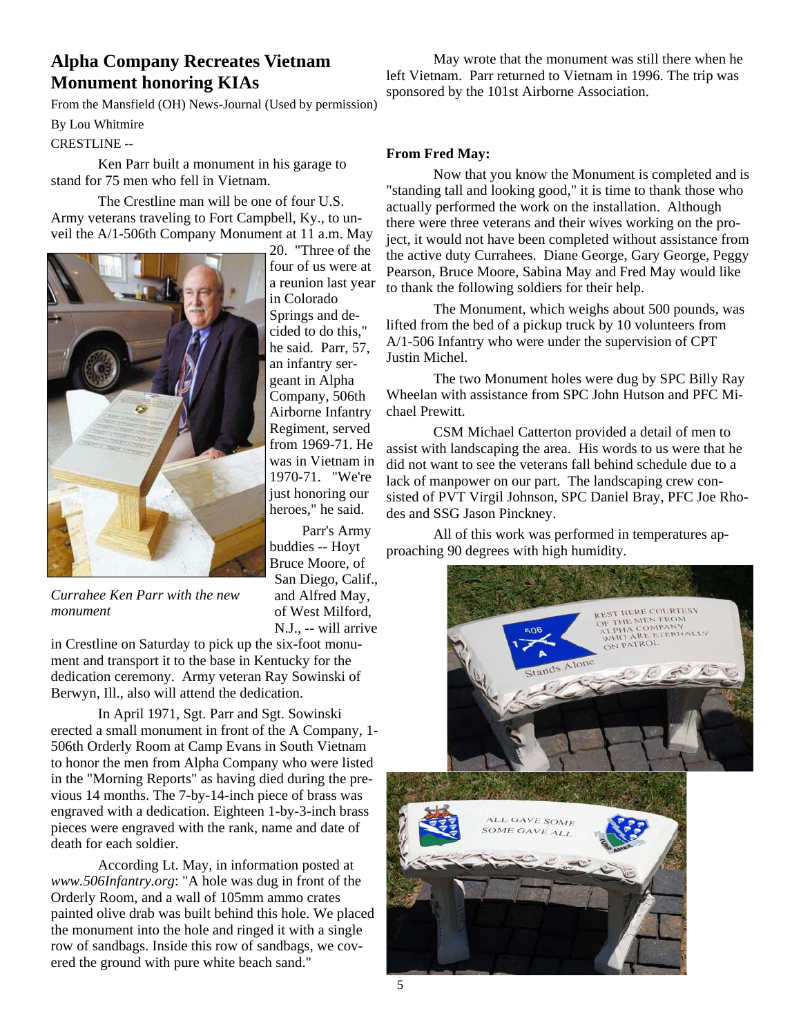## Alpha Company Recreates Vietnam Monument honoring KIAs

From the Mansfield (OH) News-Journal (Used by permission)

By Lou Whitmire

CRESTLINE --

Ken Parr built a monument in his garage to stand for 75 men who fell in Vietnam.

The Crestline man will be one of four U.S. Army veterans traveling to Fort Campbell, Ky., to unveil the A/1-506th Company Monument at 11 a.m. May 20. "Three of the four of us were at a reunion last year in Colorado Springs and decided to do this," he said. Parr, 57, an infantry sergeant in Alpha Company, 506th Airborne Infantry Regiment, served from 1969-71. He was in Vietnam in 1970-71. "We're just honoring our heroes," he said.

*Currahee Ken Parr with the new monument*

Parr's Army buddies -- Hoyt Bruce Moore, of San Diego, Calif., and Alfred May, of West Milford, N.J., -- will arrive in Crestline on Saturday to pick up the six-foot monument and transport it to the base in Kentucky for the dedication ceremony. Army veteran Ray Sowinski of Berwyn, Ill., also will attend the dedication.

In April 1971, Sgt. Parr and Sgt. Sowinski erected a small monument in front of the A Company, 1-506th Orderly Room at Camp Evans in South Vietnam to honor the men from Alpha Company who were listed in the "Morning Reports" as having died during the previous 14 months. The 7-by-14-inch piece of brass was engraved with a dedication. Eighteen 1-by-3-inch brass pieces were engraved with the rank, name and date of death for each soldier.

According Lt. May, in information posted at *www.506Infantry.org*: "A hole was dug in front of the Orderly Room, and a wall of 105mm ammo crates painted olive drab was built behind this hole. We placed the monument into the hole and ringed it with a single row of sandbags. Inside this row of sandbags, we covered the ground with pure white beach sand."

May wrote that the monument was still there when he left Vietnam. Parr returned to Vietnam in 1996. The trip was sponsored by the 101st Airborne Association.

**From Fred May:**

Now that you know the Monument is completed and is "standing tall and looking good," it is time to thank those who actually performed the work on the installation. Although there were three veterans and their wives working on the project, it would not have been completed without assistance from the active duty Currahees. Diane George, Gary George, Peggy Pearson, Bruce Moore, Sabina May and Fred May would like to thank the following soldiers for their help.

The Monument, which weighs about 500 pounds, was lifted from the bed of a pickup truck by 10 volunteers from A/1-506 Infantry who were under the supervision of CPT Justin Michel.

The two Monument holes were dug by SPC Billy Ray Wheelan with assistance from SPC John Hutson and PFC Michael Prewitt.

CSM Michael Catterton provided a detail of men to assist with landscaping the area. His words to us were that he did not want to see the veterans fall behind schedule due to a lack of manpower on our part. The landscaping crew consisted of PVT Virgil Johnson, SPC Daniel Bray, PFC Joe Rhodes and SSG Jason Pinckney.

All of this work was performed in temperatures approaching 90 degrees with high humidity.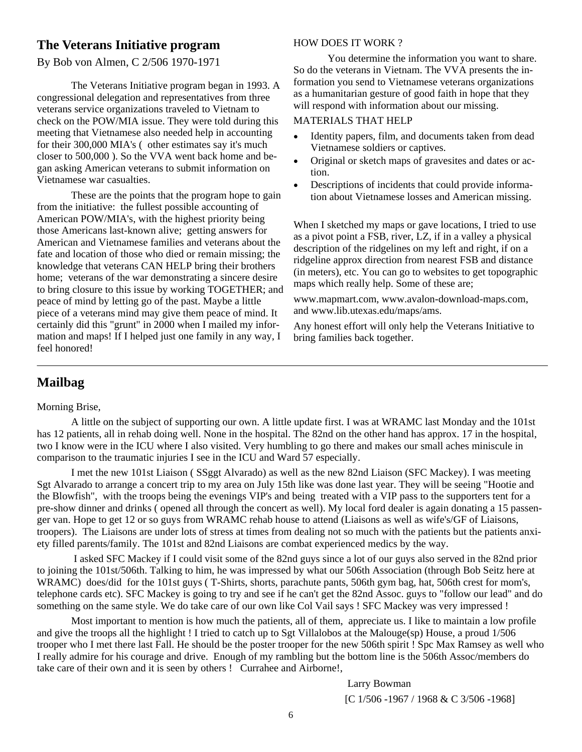## The Veterans Initiative program

By Bob von Almen, C 2/506 1970-1971

The Veterans Initiative program began in 1993. A congressional delegation and representatives from three veterans service organizations traveled to Vietnam to check on the POW/MIA issue. They were told during this meeting that Vietnamese also needed help in accounting for their 300,000 MIA's ( other estimates say it's much closer to 500,000 ). So the VVA went back home and began asking American veterans to submit information on Vietnamese war casualties.

These are the points that the program hope to gain from the initiative: the fullest possible accounting of American POW/MIA's, with the highest priority being those Americans last-known alive; getting answers for American and Vietnamese families and veterans about the fate and location of those who died or remain missing; the knowledge that veterans CAN HELP bring their brothers home; veterans of the war demonstrating a sincere desire to bring closure to this issue by working TOGETHER; and peace of mind by letting go of the past. Maybe a little piece of a veterans mind may give them peace of mind. It certainly did this "grunt" in 2000 when I mailed my information and maps! If I helped just one family in any way, I feel honored!

HOW DOES IT WORK ?

You determine the information you want to share. So do the veterans in Vietnam. The VVA presents the information you send to Vietnamese veterans organizations as a humanitarian gesture of good faith in hope that they will respond with information about our missing.

MATERIALS THAT HELP

- Identity papers, film, and documents taken from dead Vietnamese soldiers or captives.
- Original or sketch maps of gravesites and dates or action.
- Descriptions of incidents that could provide information about Vietnamese losses and American missing.

When I sketched my maps or gave locations, I tried to use as a pivot point a FSB, river, LZ, if in a valley a physical description of the ridgelines on my left and right, if on a ridgeline approx direction from nearest FSB and distance (in meters), etc. You can go to websites to get topographic maps which really help. Some of these are;

www.mapmart.com, www.avalon-download-maps.com, and www.lib.utexas.edu/maps/ams.

Any honest effort will only help the Veterans Initiative to bring families back together.

---

## Mailbag

Morning Brise,

A little on the subject of supporting our own. A little update first. I was at WRAMC last Monday and the 101st has 12 patients, all in rehab doing well. None in the hospital. The 82nd on the other hand has approx. 17 in the hospital, two I know were in the ICU where I also visited. Very humbling to go there and makes our small aches miniscule in comparison to the traumatic injuries I see in the ICU and Ward 57 especially.

I met the new 101st Liaison ( SSggt Alvarado) as well as the new 82nd Liaison (SFC Mackey). I was meeting Sgt Alvarado to arrange a concert trip to my area on July 15th like was done last year. They will be seeing "Hootie and the Blowfish", with the troops being the evenings VIP's and being treated with a VIP pass to the supporters tent for a pre-show dinner and drinks ( opened all through the concert as well). My local ford dealer is again donating a 15 passenger van. Hope to get 12 or so guys from WRAMC rehab house to attend (Liaisons as well as wife's/GF of Liaisons, troopers). The Liaisons are under lots of stress at times from dealing not so much with the patients but the patients anxiety filled parents/family. The 101st and 82nd Liaisons are combat experienced medics by the way.

I asked SFC Mackey if I could visit some of the 82nd guys since a lot of our guys also served in the 82nd prior to joining the 101st/506th. Talking to him, he was impressed by what our 506th Association (through Bob Seitz here at WRAMC) does/did for the 101st guys ( T-Shirts, shorts, parachute pants, 506th gym bag, hat, 506th crest for mom's, telephone cards etc). SFC Mackey is going to try and see if he can't get the 82nd Assoc. guys to "follow our lead" and do something on the same style. We do take care of our own like Col Vail says ! SFC Mackey was very impressed !

Most important to mention is how much the patients, all of them, appreciate us. I like to maintain a low profile and give the troops all the highlight ! I tried to catch up to Sgt Villalobos at the Malouge(sp) House, a proud 1/506 trooper who I met there last Fall. He should be the poster trooper for the new 506th spirit ! Spc Max Ramsey as well who I really admire for his courage and drive. Enough of my rambling but the bottom line is the 506th Assoc/members do take care of their own and it is seen by others ! Currahee and Airborne!,

Larry Bowman

[C 1/506 -1967 / 1968 & C 3/506 -1968]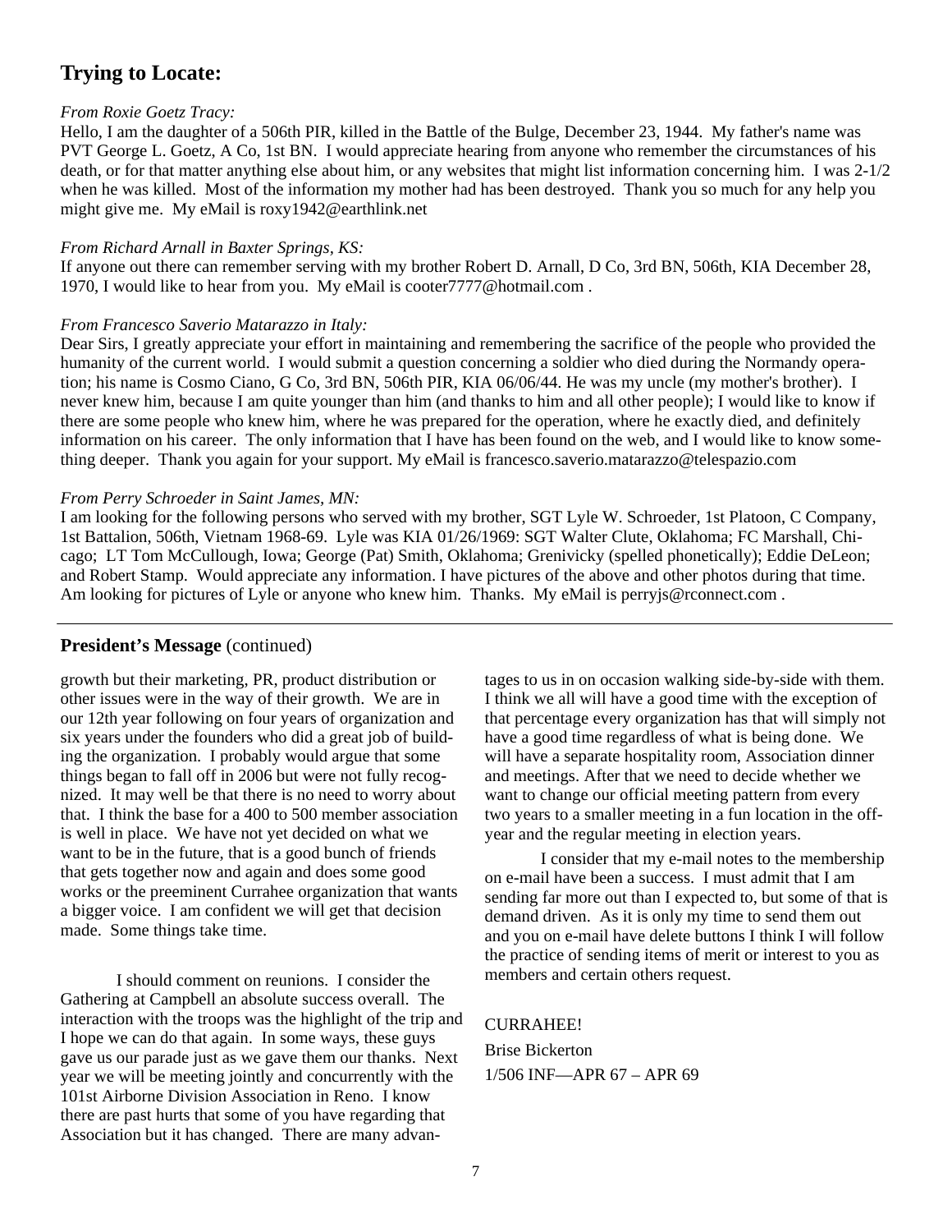## Trying to Locate:

*From Roxie Goetz Tracy:*

Hello, I am the daughter of a 506th PIR, killed in the Battle of the Bulge, December 23, 1944. My father's name was PVT George L. Goetz, A Co, 1st BN. I would appreciate hearing from anyone who remember the circumstances of his death, or for that matter anything else about him, or any websites that might list information concerning him. I was 2-1/2 when he was killed. Most of the information my mother had has been destroyed. Thank you so much for any help you might give me. My eMail is roxy1942@earthlink.net

*From Richard Arnall in Baxter Springs, KS:*

If anyone out there can remember serving with my brother Robert D. Arnall, D Co, 3rd BN, 506th, KIA December 28, 1970, I would like to hear from you. My eMail is cooter7777@hotmail.com .

*From Francesco Saverio Matarazzo in Italy:*

Dear Sirs, I greatly appreciate your effort in maintaining and remembering the sacrifice of the people who provided the humanity of the current world. I would submit a question concerning a soldier who died during the Normandy operation; his name is Cosmo Ciano, G Co, 3rd BN, 506th PIR, KIA 06/06/44. He was my uncle (my mother's brother). I never knew him, because I am quite younger than him (and thanks to him and all other people); I would like to know if there are some people who knew him, where he was prepared for the operation, where he exactly died, and definitely information on his career. The only information that I have has been found on the web, and I would like to know something deeper. Thank you again for your support. My eMail is francesco.saverio.matarazzo@telespazio.com

*From Perry Schroeder in Saint James, MN:*

I am looking for the following persons who served with my brother, SGT Lyle W. Schroeder, 1st Platoon, C Company, 1st Battalion, 506th, Vietnam 1968-69. Lyle was KIA 01/26/1969: SGT Walter Clute, Oklahoma; FC Marshall, Chicago; LT Tom McCullough, Iowa; George (Pat) Smith, Oklahoma; Grenivicky (spelled phonetically); Eddie DeLeon; and Robert Stamp. Would appreciate any information. I have pictures of the above and other photos during that time. Am looking for pictures of Lyle or anyone who knew him. Thanks. My eMail is perryjs@rconnect.com .

---

## President's Message (continued)

growth but their marketing, PR, product distribution or other issues were in the way of their growth. We are in our 12th year following on four years of organization and six years under the founders who did a great job of building the organization. I probably would argue that some things began to fall off in 2006 but were not fully recognized. It may well be that there is no need to worry about that. I think the base for a 400 to 500 member association is well in place. We have not yet decided on what we want to be in the future, that is a good bunch of friends that gets together now and again and does some good works or the preeminent Currahee organization that wants a bigger voice. I am confident we will get that decision made. Some things take time.

I should comment on reunions. I consider the Gathering at Campbell an absolute success overall. The interaction with the troops was the highlight of the trip and I hope we can do that again. In some ways, these guys gave us our parade just as we gave them our thanks. Next year we will be meeting jointly and concurrently with the 101st Airborne Division Association in Reno. I know there are past hurts that some of you have regarding that Association but it has changed. There are many advantages to us in on occasion walking side-by-side with them. I think we all will have a good time with the exception of that percentage every organization has that will simply not have a good time regardless of what is being done. We will have a separate hospitality room, Association dinner and meetings. After that we need to decide whether we want to change our official meeting pattern from every two years to a smaller meeting in a fun location in the off-year and the regular meeting in election years.

I consider that my e-mail notes to the membership on e-mail have been a success. I must admit that I am sending far more out than I expected to, but some of that is demand driven. As it is only my time to send them out and you on e-mail have delete buttons I think I will follow the practice of sending items of merit or interest to you as members and certain others request.

CURRAHEE!

Brise Bickerton

1/506 INF—APR 67 – APR 69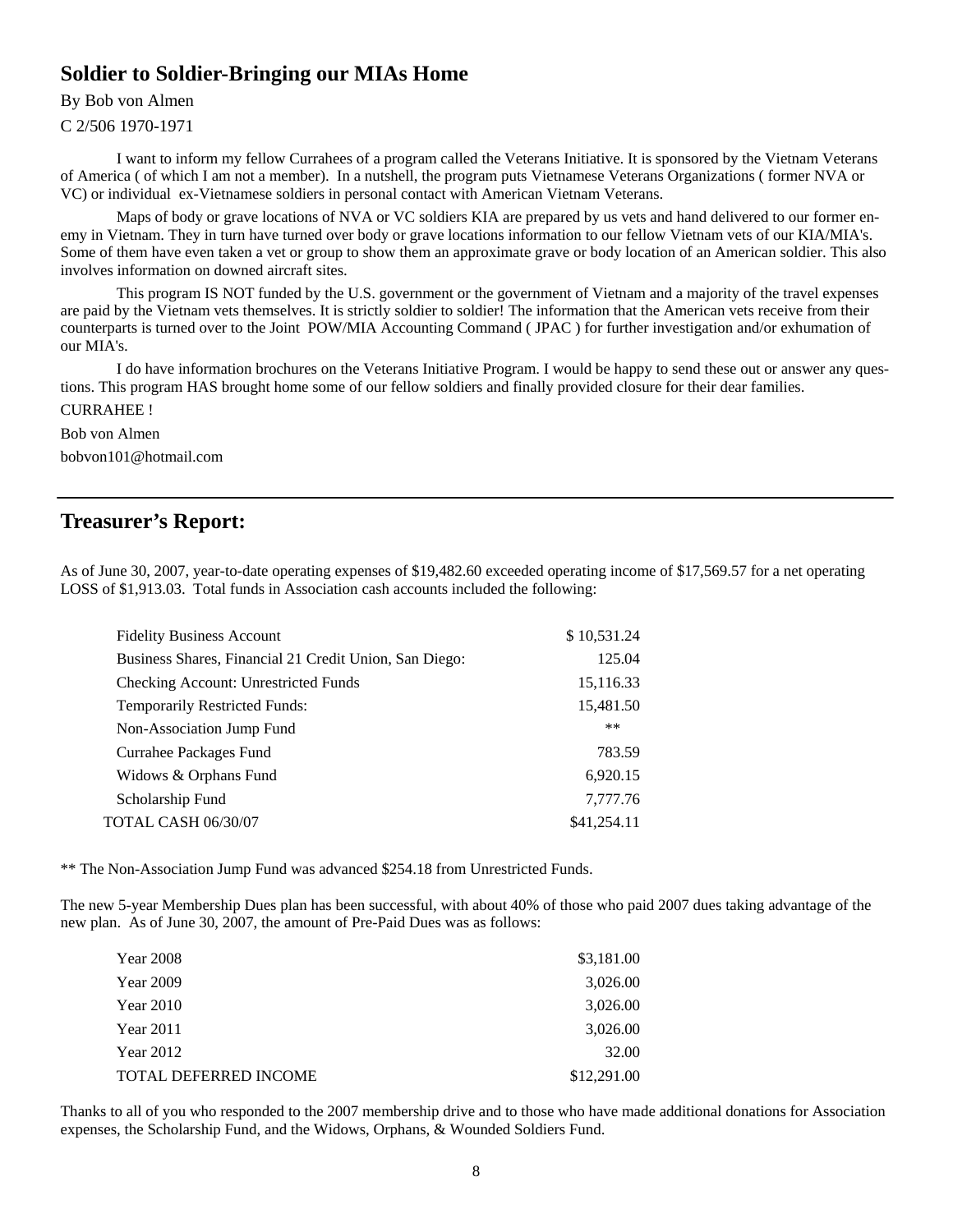## Soldier to Soldier-Bringing our MIAs Home

By Bob von Almen

C 2/506 1970-1971

I want to inform my fellow Currahees of a program called the Veterans Initiative. It is sponsored by the Vietnam Veterans of America ( of which I am not a member). In a nutshell, the program puts Vietnamese Veterans Organizations ( former NVA or VC) or individual ex-Vietnamese soldiers in personal contact with American Vietnam Veterans.

Maps of body or grave locations of NVA or VC soldiers KIA are prepared by us vets and hand delivered to our former enemy in Vietnam. They in turn have turned over body or grave locations information to our fellow Vietnam vets of our KIA/MIA's. Some of them have even taken a vet or group to show them an approximate grave or body location of an American soldier. This also involves information on downed aircraft sites.

This program IS NOT funded by the U.S. government or the government of Vietnam and a majority of the travel expenses are paid by the Vietnam vets themselves. It is strictly soldier to soldier! The information that the American vets receive from their counterparts is turned over to the Joint POW/MIA Accounting Command ( JPAC ) for further investigation and/or exhumation of our MIA's.

I do have information brochures on the Veterans Initiative Program. I would be happy to send these out or answer any questions. This program HAS brought home some of our fellow soldiers and finally provided closure for their dear families.

CURRAHEE !

Bob von Almen

bobvon101@hotmail.com

---

## Treasurer's Report:

As of June 30, 2007, year-to-date operating expenses of $19,482.60 exceeded operating income of $17,569.57 for a net operating LOSS of $1,913.03. Total funds in Association cash accounts included the following:

| Account | Amount |
|---|---|
| Fidelity Business Account | $ 10,531.24 |
| Business Shares, Financial 21 Credit Union, San Diego: | 125.04 |
| Checking Account: Unrestricted Funds | 15,116.33 |
| Temporarily Restricted Funds: | 15,481.50 |
| Non-Association Jump Fund | ** |
| Currahee Packages Fund | 783.59 |
| Widows & Orphans Fund | 6,920.15 |
| Scholarship Fund | 7,777.76 |
| TOTAL CASH 06/30/07 | $41,254.11 |

** The Non-Association Jump Fund was advanced $254.18 from Unrestricted Funds.

The new 5-year Membership Dues plan has been successful, with about 40% of those who paid 2007 dues taking advantage of the new plan. As of June 30, 2007, the amount of Pre-Paid Dues was as follows:

| Year | Amount |
|---|---|
| Year 2008 | $3,181.00 |
| Year 2009 | 3,026.00 |
| Year 2010 | 3,026.00 |
| Year 2011 | 3,026.00 |
| Year 2012 | 32.00 |
| TOTAL DEFERRED INCOME | $12,291.00 |

Thanks to all of you who responded to the 2007 membership drive and to those who have made additional donations for Association expenses, the Scholarship Fund, and the Widows, Orphans, & Wounded Soldiers Fund.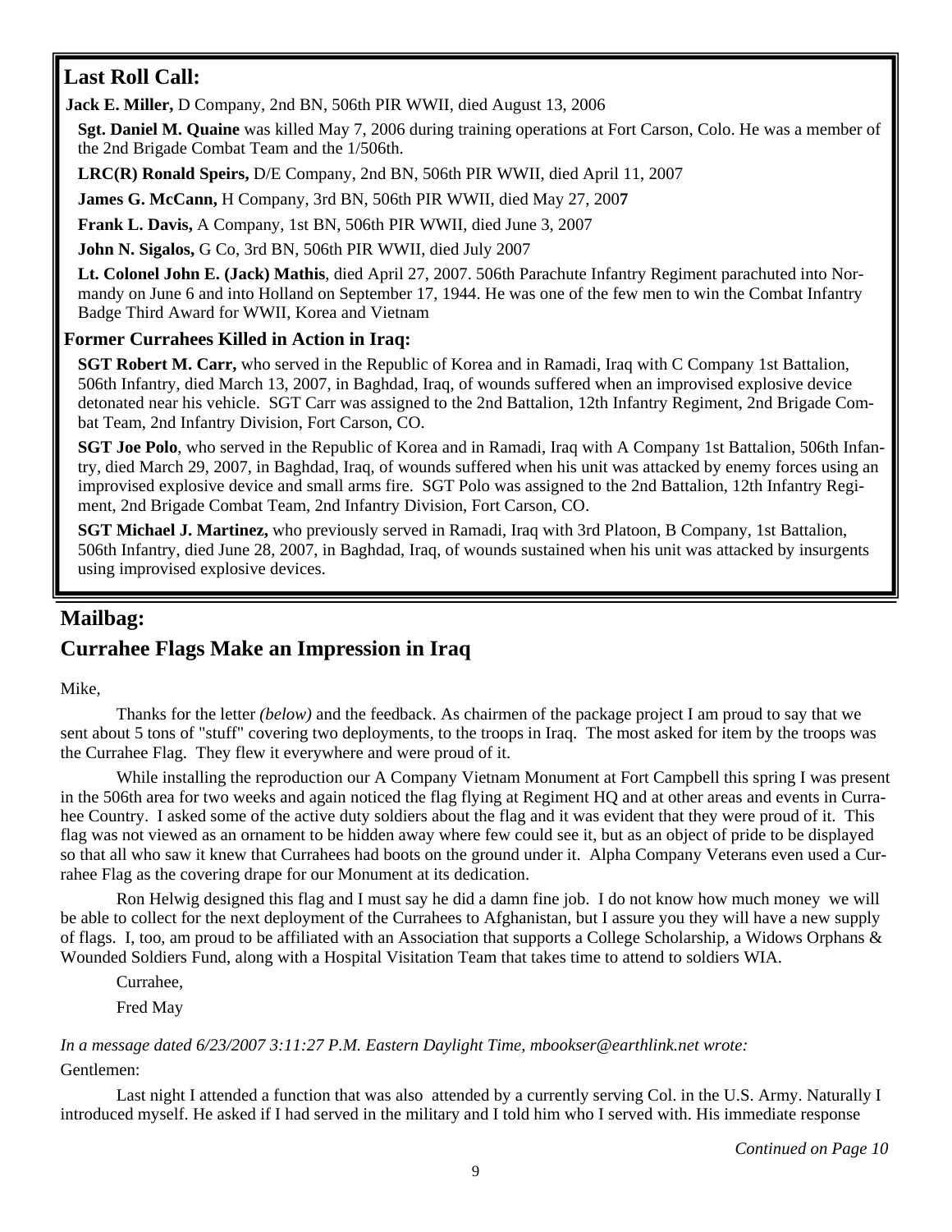## Last Roll Call:

**Jack E. Miller,** D Company, 2nd BN, 506th PIR WWII, died August 13, 2006

**Sgt. Daniel M. Quaine** was killed May 7, 2006 during training operations at Fort Carson, Colo. He was a member of the 2nd Brigade Combat Team and the 1/506th.

**LRC(R) Ronald Speirs,** D/E Company, 2nd BN, 506th PIR WWII, died April 11, 2007

**James G. McCann,** H Company, 3rd BN, 506th PIR WWII, died May 27, 2007

**Frank L. Davis,** A Company, 1st BN, 506th PIR WWII, died June 3, 2007

**John N. Sigalos,** G Co, 3rd BN, 506th PIR WWII, died July 2007

**Lt. Colonel John E. (Jack) Mathis**, died April 27, 2007. 506th Parachute Infantry Regiment parachuted into Normandy on June 6 and into Holland on September 17, 1944. He was one of the few men to win the Combat Infantry Badge Third Award for WWII, Korea and Vietnam

### Former Currahees Killed in Action in Iraq:

**SGT Robert M. Carr,** who served in the Republic of Korea and in Ramadi, Iraq with C Company 1st Battalion, 506th Infantry, died March 13, 2007, in Baghdad, Iraq, of wounds suffered when an improvised explosive device detonated near his vehicle. SGT Carr was assigned to the 2nd Battalion, 12th Infantry Regiment, 2nd Brigade Combat Team, 2nd Infantry Division, Fort Carson, CO.

**SGT Joe Polo**, who served in the Republic of Korea and in Ramadi, Iraq with A Company 1st Battalion, 506th Infantry, died March 29, 2007, in Baghdad, Iraq, of wounds suffered when his unit was attacked by enemy forces using an improvised explosive device and small arms fire. SGT Polo was assigned to the 2nd Battalion, 12th Infantry Regiment, 2nd Brigade Combat Team, 2nd Infantry Division, Fort Carson, CO.

**SGT Michael J. Martinez,** who previously served in Ramadi, Iraq with 3rd Platoon, B Company, 1st Battalion, 506th Infantry, died June 28, 2007, in Baghdad, Iraq, of wounds sustained when his unit was attacked by insurgents using improvised explosive devices.

## Mailbag:

## Currahee Flags Make an Impression in Iraq

Mike,

Thanks for the letter *(below)* and the feedback. As chairmen of the package project I am proud to say that we sent about 5 tons of "stuff" covering two deployments, to the troops in Iraq. The most asked for item by the troops was the Currahee Flag. They flew it everywhere and were proud of it.

While installing the reproduction our A Company Vietnam Monument at Fort Campbell this spring I was present in the 506th area for two weeks and again noticed the flag flying at Regiment HQ and at other areas and events in Currahee Country. I asked some of the active duty soldiers about the flag and it was evident that they were proud of it. This flag was not viewed as an ornament to be hidden away where few could see it, but as an object of pride to be displayed so that all who saw it knew that Currahees had boots on the ground under it. Alpha Company Veterans even used a Currahee Flag as the covering drape for our Monument at its dedication.

Ron Helwig designed this flag and I must say he did a damn fine job. I do not know how much money we will be able to collect for the next deployment of the Currahees to Afghanistan, but I assure you they will have a new supply of flags. I, too, am proud to be affiliated with an Association that supports a College Scholarship, a Widows Orphans & Wounded Soldiers Fund, along with a Hospital Visitation Team that takes time to attend to soldiers WIA.

Currahee,

Fred May

*In a message dated 6/23/2007 3:11:27 P.M. Eastern Daylight Time, mbookser@earthlink.net wrote:*

Gentlemen:

Last night I attended a function that was also attended by a currently serving Col. in the U.S. Army. Naturally I introduced myself. He asked if I had served in the military and I told him who I served with. His immediate response

*Continued on Page 10*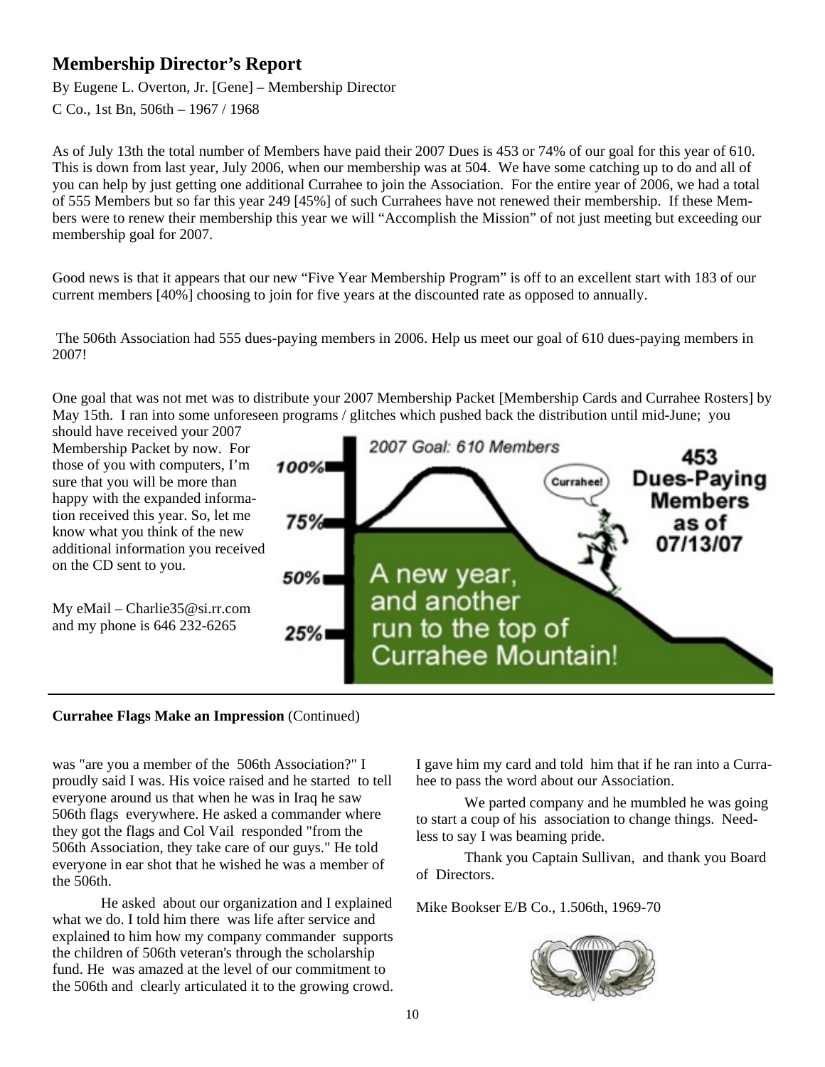## Membership Director's Report

By Eugene L. Overton, Jr. [Gene] – Membership Director

C Co., 1st Bn, 506th – 1967 / 1968

As of July 13th the total number of Members have paid their 2007 Dues is 453 or 74% of our goal for this year of 610. This is down from last year, July 2006, when our membership was at 504. We have some catching up to do and all of you can help by just getting one additional Currahee to join the Association. For the entire year of 2006, we had a total of 555 Members but so far this year 249 [45%] of such Currahees have not renewed their membership. If these Members were to renew their membership this year we will "Accomplish the Mission" of not just meeting but exceeding our membership goal for 2007.

Good news is that it appears that our new "Five Year Membership Program" is off to an excellent start with 183 of our current members [40%] choosing to join for five years at the discounted rate as opposed to annually.

The 506th Association had 555 dues-paying members in 2006. Help us meet our goal of 610 dues-paying members in 2007!

One goal that was not met was to distribute your 2007 Membership Packet [Membership Cards and Currahee Rosters] by May 15th. I ran into some unforeseen programs / glitches which pushed back the distribution until mid-June; you should have received your 2007 Membership Packet by now. For those of you with computers, I'm sure that you will be more than happy with the expanded information received this year. So, let me know what you think of the new additional information you received on the CD sent to you.

My eMail – Charlie35@si.rr.com and my phone is 646 232-6265

2007 Goal: 610 Members

453 Dues-Paying Members as of 07/13/07

A new year, and another run to the top of Currahee Mountain!

---

**Currahee Flags Make an Impression** (Continued)

was "are you a member of the 506th Association?" I proudly said I was. His voice raised and he started to tell everyone around us that when he was in Iraq he saw 506th flags everywhere. He asked a commander where they got the flags and Col Vail responded "from the 506th Association, they take care of our guys." He told everyone in ear shot that he wished he was a member of the 506th.

He asked about our organization and I explained what we do. I told him there was life after service and explained to him how my company commander supports the children of 506th veteran's through the scholarship fund. He was amazed at the level of our commitment to the 506th and clearly articulated it to the growing crowd. I gave him my card and told him that if he ran into a Currahee to pass the word about our Association.

We parted company and he mumbled he was going to start a coup of his association to change things. Needless to say I was beaming pride.

Thank you Captain Sullivan, and thank you Board of Directors.

Mike Bookser E/B Co., 1.506th, 1969-70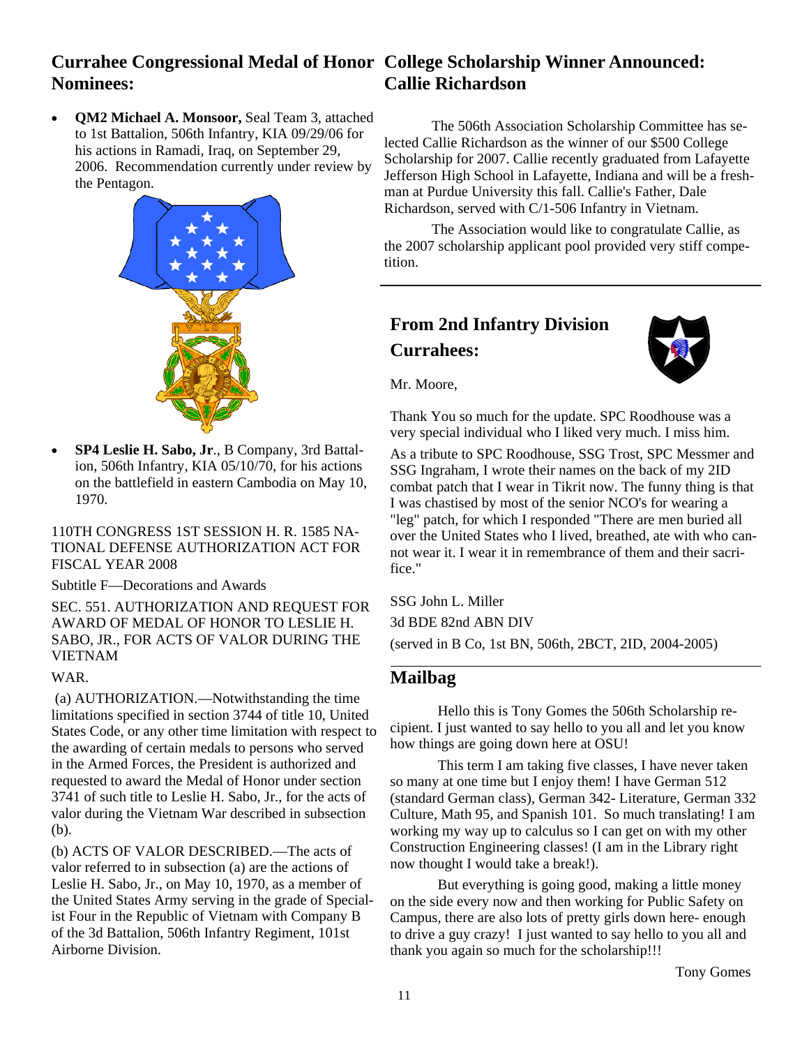## Currahee Congressional Medal of Honor Nominees:

- **QM2 Michael A. Monsoor,** Seal Team 3, attached to 1st Battalion, 506th Infantry, KIA 09/29/06 for his actions in Ramadi, Iraq, on September 29, 2006. Recommendation currently under review by the Pentagon.

- **SP4 Leslie H. Sabo, Jr**., B Company, 3rd Battalion, 506th Infantry, KIA 05/10/70, for his actions on the battlefield in eastern Cambodia on May 10, 1970.

110TH CONGRESS 1ST SESSION H. R. 1585 NATIONAL DEFENSE AUTHORIZATION ACT FOR FISCAL YEAR 2008

Subtitle F—Decorations and Awards

SEC. 551. AUTHORIZATION AND REQUEST FOR AWARD OF MEDAL OF HONOR TO LESLIE H. SABO, JR., FOR ACTS OF VALOR DURING THE VIETNAM WAR.

(a) AUTHORIZATION.—Notwithstanding the time limitations specified in section 3744 of title 10, United States Code, or any other time limitation with respect to the awarding of certain medals to persons who served in the Armed Forces, the President is authorized and requested to award the Medal of Honor under section 3741 of such title to Leslie H. Sabo, Jr., for the acts of valor during the Vietnam War described in subsection (b).

(b) ACTS OF VALOR DESCRIBED.—The acts of valor referred to in subsection (a) are the actions of Leslie H. Sabo, Jr., on May 10, 1970, as a member of the Army serving in the grade of Specialist Four in the Republic of Vietnam with Company B of the 3d Battalion, 506th Infantry Regiment, 101st Airborne Division.

## College Scholarship Winner Announced: Callie Richardson

The 506th Association Scholarship Committee has selected Callie Richardson as the winner of our $500 College Scholarship for 2007. Callie recently graduated from Lafayette Jefferson High School in Lafayette, Indiana and will be a freshman at Purdue University this fall. Callie's Father, Dale Richardson, served with C/1-506 Infantry in Vietnam.

The Association would like to congratulate Callie, as the 2007 scholarship applicant pool provided very stiff competition.

## From 2nd Infantry Division Currahees:

Mr. Moore,

Thank You so much for the update. SPC Roodhouse was a very special individual who I liked very much. I miss him.

As a tribute to SPC Roodhouse, SSG Trost, SPC Messmer and SSG Ingraham, I wrote their names on the back of my 2ID combat patch that I wear in Tikrit now. The funny thing is that I was chastised by most of the senior NCO's for wearing a "leg" patch, for which I responded "There are men buried all over the United States who I lived, breathed, ate with who cannot wear it. I wear it in remembrance of them and their sacrifice."

SSG John L. Miller

3d BDE 82nd ABN DIV

(served in B Co, 1st BN, 506th, 2BCT, 2ID, 2004-2005)

## Mailbag

Hello this is Tony Gomes the 506th Scholarship recipient. I just wanted to say hello to you all and let you know how things are going down here at OSU!

This term I am taking five classes, I have never taken so many at one time but I enjoy them! I have German 512 (standard German class), German 342- Literature, German 332 Culture, Math 95, and Spanish 101. So much translating! I am working my way up to calculus so I can get on with my other Construction Engineering classes! (I am in the Library right now thought I would take a break!).

But everything is going good, making a little money on the side every now and then working for Public Safety on Campus, there are also lots of pretty girls down here- enough to drive a guy crazy! I just wanted to say hello to you all and thank you again so much for the scholarship!!!

Tony Gomes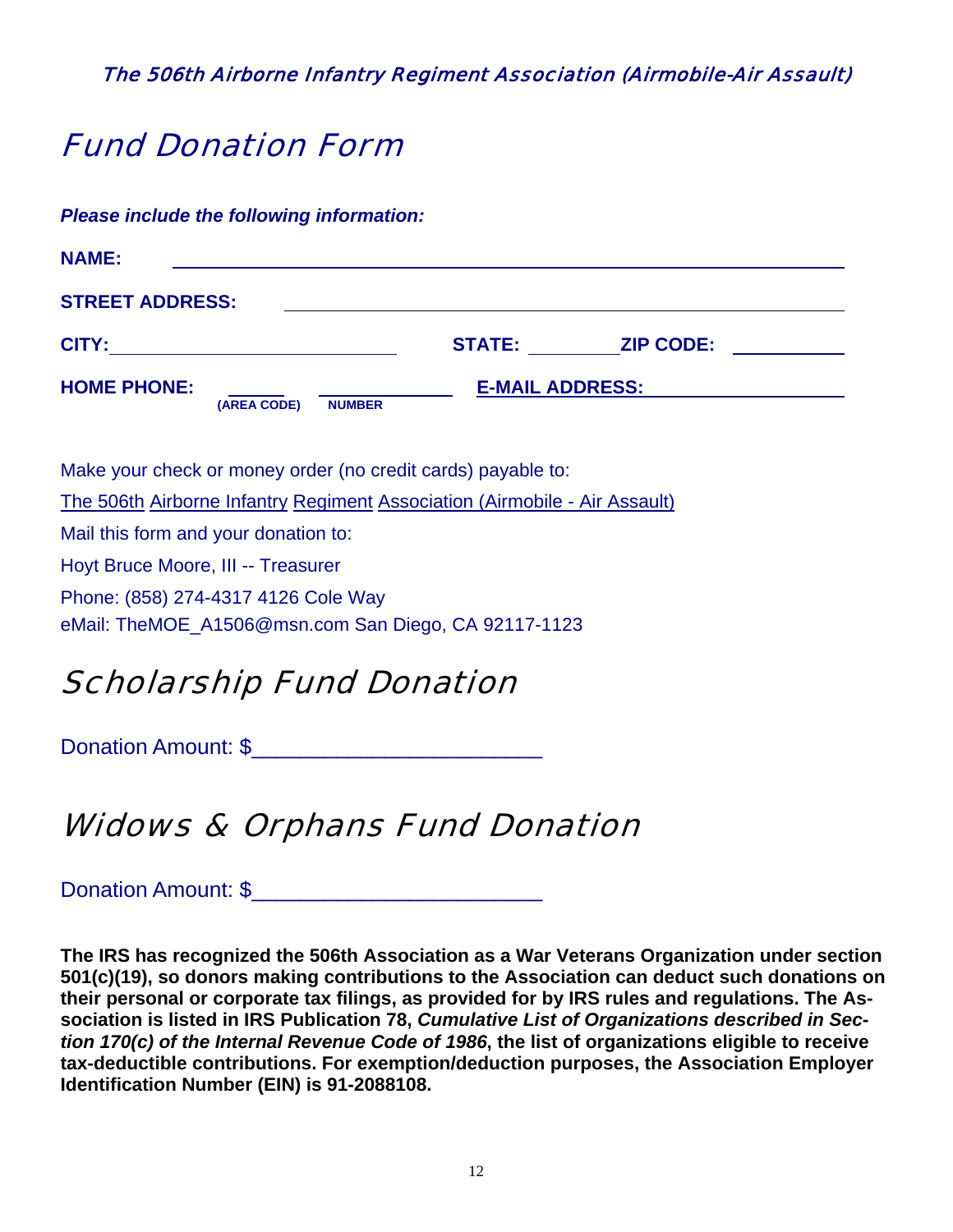The 506th Airborne Infantry Regiment Association (Airmobile-Air Assault)

# Fund Donation Form

***Please include the following information:***

**NAME:** ______________________________________________

**STREET ADDRESS:** ______________________________________

**CITY:** ______________________ **STATE:** _________ **ZIP CODE:** __________

**HOME PHONE:** ______ ____________ **E-MAIL ADDRESS:** ____________________
**(AREA CODE) NUMBER**

Make your check or money order (no credit cards) payable to:

The 506th Airborne Infantry Regiment Association (Airmobile - Air Assault)

Mail this form and your donation to:

Hoyt Bruce Moore, III -- Treasurer

Phone: (858) 274-4317 4126 Cole Way

eMail: TheMOE_A1506@msn.com San Diego, CA 92117-1123

# Scholarship Fund Donation

Donation Amount: $________________________

# Widows & Orphans Fund Donation

Donation Amount: $________________________

**The IRS has recognized the 506th Association as a War Veterans Organization under section 501(c)(19), so donors making contributions to the Association can deduct such donations on their personal or corporate tax filings, as provided for by IRS rules and regulations. The Association is listed in IRS Publication 78, *Cumulative List of Organizations described in Section 170(c) of the Internal Revenue Code of 1986*, the list of organizations eligible to receive tax-deductible contributions. For exemption/deduction purposes, the Association Employer Identification Number (EIN) is 91-2088108.**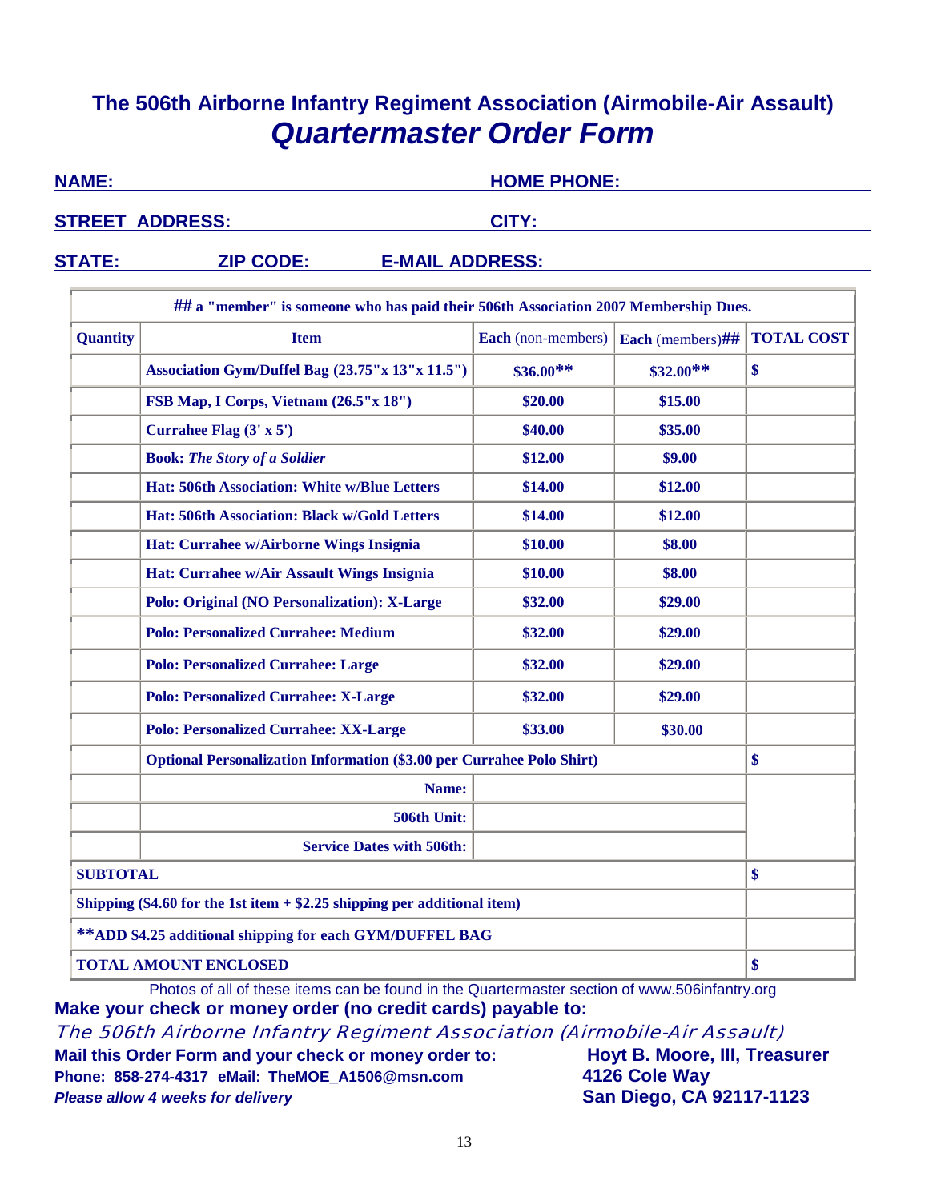## The 506th Airborne Infantry Regiment Association (Airmobile-Air Assault)

# *Quartermaster Order Form*

**NAME:** ______________________ **HOME PHONE:** ______________________

**STREET ADDRESS:** ______________________ **CITY:** ______________________

**STATE:** ________ **ZIP CODE:** ________ **E-MAIL ADDRESS:** ______________________

| ## a "member" is someone who has paid their 506th Association 2007 Membership Dues. | | | | |
|---|---|---|---|---|
| **Quantity** | **Item** | **Each** (non-members) | **Each** (members)## | **TOTAL COST** |
| | **Association Gym/Duffel Bag (23.75"x 13"x 11.5")** | **$36.00**** | **$32.00**** | **$** |
| | **FSB Map, I Corps, Vietnam (26.5"x 18")** | **$20.00** | **$15.00** | |
| | **Currahee Flag (3' x 5')** | **$40.00** | **$35.00** | |
| | **Book:** ***The Story of a Soldier*** | **$12.00** | **$9.00** | |
| | **Hat: 506th Association: White w/Blue Letters** | **$14.00** | **$12.00** | |
| | **Hat: 506th Association: Black w/Gold Letters** | **$14.00** | **$12.00** | |
| | **Hat: Currahee w/Airborne Wings Insignia** | **$10.00** | **$8.00** | |
| | **Hat: Currahee w/Air Assault Wings Insignia** | **$10.00** | **$8.00** | |
| | **Polo: Original (NO Personalization): X-Large** | **$32.00** | **$29.00** | |
| | **Polo: Personalized Currahee: Medium** | **$32.00** | **$29.00** | |
| | **Polo: Personalized Currahee: Large** | **$32.00** | **$29.00** | |
| | **Polo: Personalized Currahee: X-Large** | **$32.00** | **$29.00** | |
| | **Polo: Personalized Currahee: XX-Large** | **$33.00** | **$30.00** | |
| | **Optional Personalization Information ($3.00 per Currahee Polo Shirt)** | | | **$** |
| | **Name:** | | | |
| | **506th Unit:** | | | |
| | **Service Dates with 506th:** | | | |
| **SUBTOTAL** | | | | **$** |
| **Shipping ($4.60 for the 1st item + $2.25 shipping per additional item)** | | | | |
| ****ADD $4.25 additional shipping for each GYM/DUFFEL BAG** | | | | |
| **TOTAL AMOUNT ENCLOSED** | | | | **$** |

Photos of all of these items can be found in the Quartermaster section of www.506infantry.org

**Make your check or money order (no credit cards) payable to:**

*The 506th Airborne Infantry Regiment Association (Airmobile-Air Assault)*

**Mail this Order Form and your check or money order to:**
**Phone: 858-274-4317 eMail: TheMOE_A1506@msn.com**
***Please allow 4 weeks for delivery***

**Hoyt B. Moore, III, Treasurer**
**4126 Cole Way**
**San Diego, CA 92117-1123**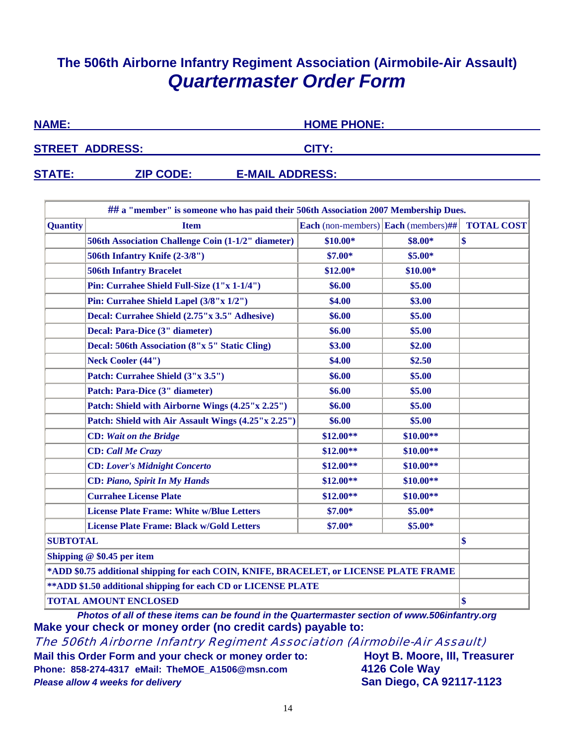## The 506th Airborne Infantry Regiment Association (Airmobile-Air Assault)

# *Quartermaster Order Form*

**NAME:** ______________________ **HOME PHONE:** ______________________

**STREET ADDRESS:** ______________________ **CITY:** ______________________

**STATE:** ______ **ZIP CODE:** ______ **E-MAIL ADDRESS:** ______________________

| ## a "member" is someone who has paid their 506th Association 2007 Membership Dues. | | | | |
|---|---|---|---|---|
| **Quantity** | **Item** | **Each** (non-members) | **Each** (members)## | **TOTAL COST** |
| | **506th Association Challenge Coin (1-1/2" diameter)** | **$10.00*** | **$8.00*** | **$** |
| | **506th Infantry Knife (2-3/8")** | **$7.00*** | **$5.00*** | |
| | **506th Infantry Bracelet** | **$12.00*** | **$10.00*** | |
| | **Pin: Currahee Shield Full-Size (1"x 1-1/4")** | **$6.00** | **$5.00** | |
| | **Pin: Currahee Shield Lapel (3/8"x 1/2")** | **$4.00** | **$3.00** | |
| | **Decal: Currahee Shield (2.75"x 3.5" Adhesive)** | **$6.00** | **$5.00** | |
| | **Decal: Para-Dice (3" diameter)** | **$6.00** | **$5.00** | |
| | **Decal: 506th Association (8"x 5" Static Cling)** | **$3.00** | **$2.00** | |
| | **Neck Cooler (44")** | **$4.00** | **$2.50** | |
| | **Patch: Currahee Shield (3"x 3.5")** | **$6.00** | **$5.00** | |
| | **Patch: Para-Dice (3" diameter)** | **$6.00** | **$5.00** | |
| | **Patch: Shield with Airborne Wings (4.25"x 2.25")** | **$6.00** | **$5.00** | |
| | **Patch: Shield with Air Assault Wings (4.25"x 2.25")** | **$6.00** | **$5.00** | |
| | **CD:** ***Wait on the Bridge*** | **$12.00**** | **$10.00**** | |
| | **CD:** ***Call Me Crazy*** | **$12.00**** | **$10.00**** | |
| | **CD:** ***Lover's Midnight Concerto*** | **$12.00**** | **$10.00**** | |
| | **CD:** ***Piano, Spirit In My Hands*** | **$12.00**** | **$10.00**** | |
| | **Currahee License Plate** | **$12.00**** | **$10.00**** | |
| | **License Plate Frame: White w/Blue Letters** | **$7.00*** | **$5.00*** | |
| | **License Plate Frame: Black w/Gold Letters** | **$7.00*** | **$5.00*** | |
| **SUBTOTAL** | | | | **$** |
| **Shipping @ $0.45 per item** | | | | |
| ***ADD $0.75 additional shipping for each COIN, KNIFE, BRACELET, or LICENSE PLATE FRAME** | | | | |
| ****ADD $1.50 additional shipping for each CD or LICENSE PLATE** | | | | |
| **TOTAL AMOUNT ENCLOSED** | | | | **$** |

***Photos of all of these items can be found in the Quartermaster section of www.506infantry.org***

**Make your check or money order (no credit cards) payable to:**

*The 506th Airborne Infantry Regiment Association (Airmobile-Air Assault)*

**Mail this Order Form and your check or money order to:**

**Hoyt B. Moore, III, Treasurer**
**4126 Cole Way**
**San Diego, CA 92117-1123**

**Phone: 858-274-4317 eMail: TheMOE_A1506@msn.com**

***Please allow 4 weeks for delivery***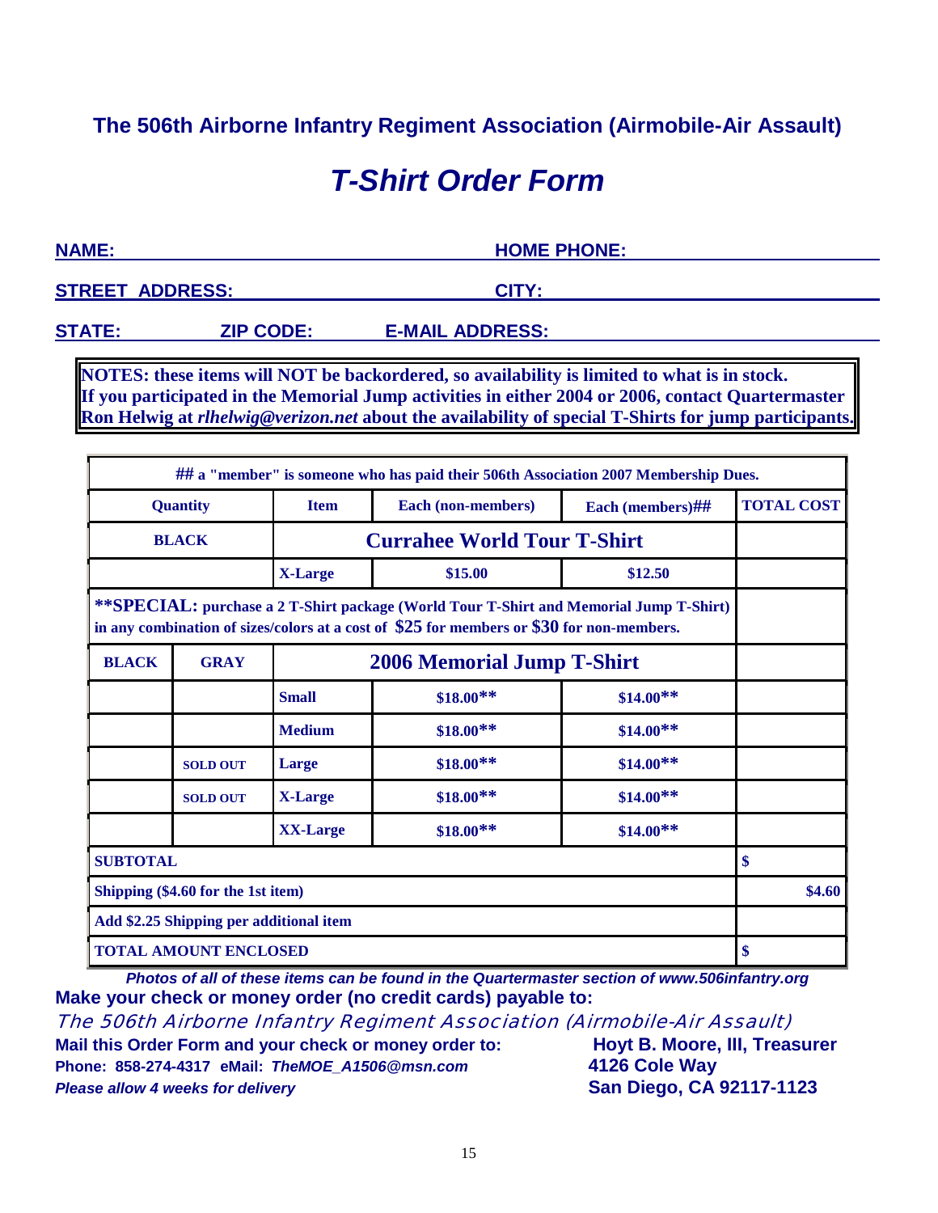**The 506th Airborne Infantry Regiment Association (Airmobile-Air Assault)**

# *T-Shirt Order Form*

**NAME:** ______________________ **HOME PHONE:** ______________________

**STREET ADDRESS:** ______________________ **CITY:** ______________________

**STATE:** ________ **ZIP CODE:** ________ **E-MAIL ADDRESS:** ______________________

**NOTES: these items will NOT be backordered, so availability is limited to what is in stock. If you participated in the Memorial Jump activities in either 2004 or 2006, contact Quartermaster Ron Helwig at *rlhelwig@verizon.net* about the availability of special T-Shirts for jump participants.**

| ## a "member" is someone who has paid their 506th Association 2007 Membership Dues. | | | | | |
|---|---|---|---|---|---|
| **Quantity** | | **Item** | **Each (non-members)** | **Each (members)##** | **TOTAL COST** |
| **BLACK** | | **Currahee World Tour T-Shirt** | | | |
| | | **X-Large** | **$15.00** | **$12.50** | |
| **\*\*SPECIAL: purchase a 2 T-Shirt package (World Tour T-Shirt and Memorial Jump T-Shirt) in any combination of sizes/colors at a cost of $25 for members or $30 for non-members.** | | | | | |
| **BLACK** | **GRAY** | **2006 Memorial Jump T-Shirt** | | | |
| | | **Small** | **$18.00\*\*** | **$14.00\*\*** | |
| | | **Medium** | **$18.00\*\*** | **$14.00\*\*** | |
| | **SOLD OUT** | **Large** | **$18.00\*\*** | **$14.00\*\*** | |
| | **SOLD OUT** | **X-Large** | **$18.00\*\*** | **$14.00\*\*** | |
| | | **XX-Large** | **$18.00\*\*** | **$14.00\*\*** | |
| **SUBTOTAL** | | | | | **$** |
| **Shipping ($4.60 for the 1st item)** | | | | | **$4.60** |
| **Add $2.25 Shipping per additional item** | | | | | |
| **TOTAL AMOUNT ENCLOSED** | | | | | **$** |

***Photos of all of these items can be found in the Quartermaster section of www.506infantry.org***

**Make your check or money order (no credit cards) payable to:**

*The 506th Airborne Infantry Regiment Association (Airmobile-Air Assault)*

**Mail this Order Form and your check or money order to:**
**Phone: 858-274-4317 eMail: *TheMOE_A1506@msn.com***
***Please allow 4 weeks for delivery***

**Hoyt B. Moore, III, Treasurer**
**4126 Cole Way**
**San Diego, CA 92117-1123**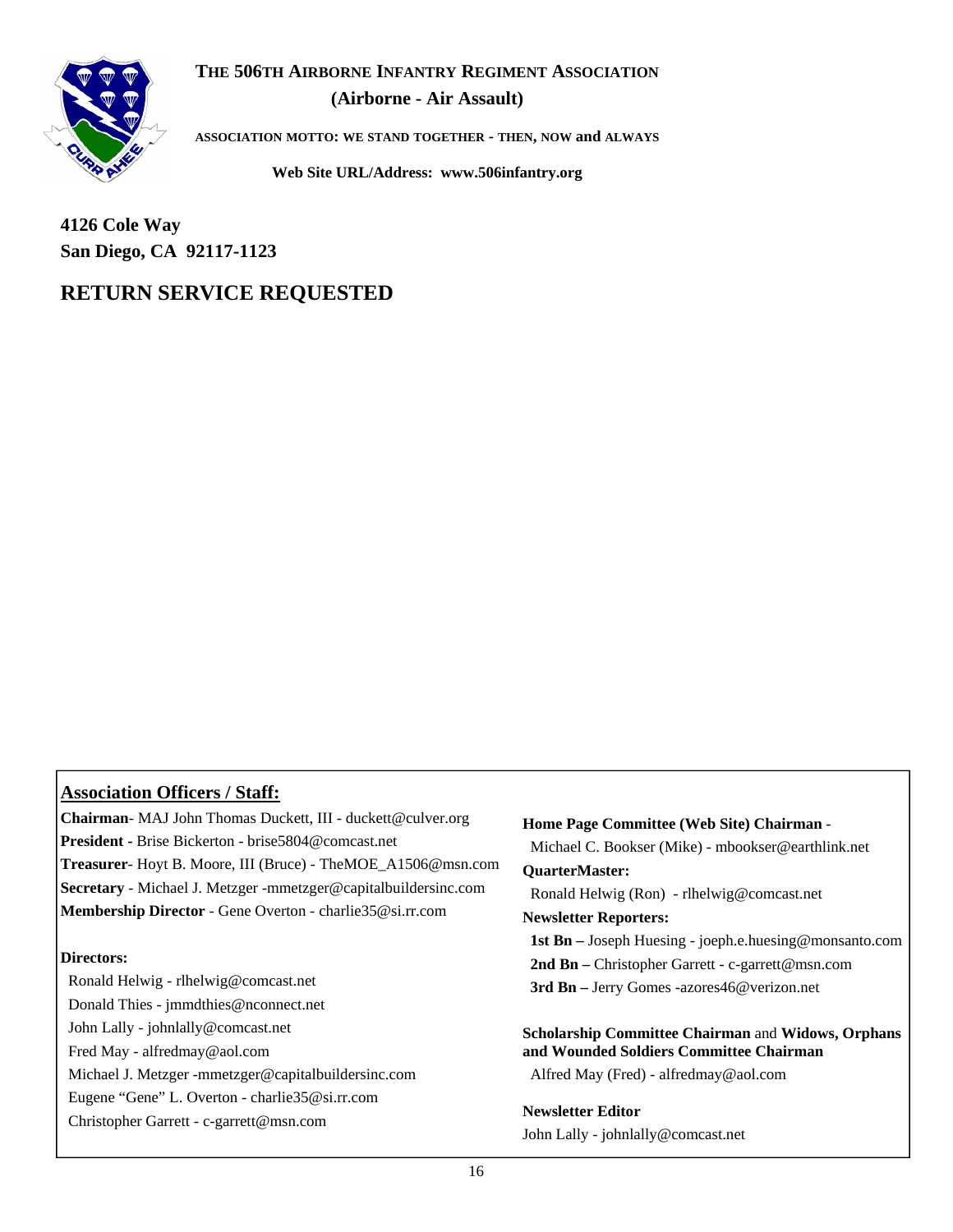**THE 506TH AIRBORNE INFANTRY REGIMENT ASSOCIATION**

**(Airborne - Air Assault)**

**ASSOCIATION MOTTO: WE STAND TOGETHER - THEN, NOW and ALWAYS**

**Web Site URL/Address: www.506infantry.org**

**4126 Cole Way**
**San Diego, CA 92117-1123**

## RETURN SERVICE REQUESTED

**Association Officers / Staff:**

**Chairman**- MAJ John Thomas Duckett, III - duckett@culver.org
**President -** Brise Bickerton - brise5804@comcast.net
**Treasurer**- Hoyt B. Moore, III (Bruce) - TheMOE_A1506@msn.com
**Secretary** - Michael J. Metzger -mmetzger@capitalbuildersinc.com
**Membership Director** - Gene Overton - charlie35@si.rr.com

**Directors:**

Ronald Helwig - rlhelwig@comcast.net
Donald Thies - jmmdthies@nconnect.net
John Lally - johnlally@comcast.net
Fred May - alfredmay@aol.com
Michael J. Metzger -mmetzger@capitalbuildersinc.com
Eugene "Gene" L. Overton - charlie35@si.rr.com
Christopher Garrett - c-garrett@msn.com

**Home Page Committee (Web Site) Chairman** -
Michael C. Bookser (Mike) - mbookser@earthlink.net

**QuarterMaster:**
Ronald Helwig (Ron) - rlhelwig@comcast.net

**Newsletter Reporters:**
**1st Bn –** Joseph Huesing - joeph.e.huesing@monsanto.com
**2nd Bn –** Christopher Garrett - c-garrett@msn.com
**3rd Bn –** Jerry Gomes -azores46@verizon.net

**Scholarship Committee Chairman** and **Widows, Orphans and Wounded Soldiers Committee Chairman**
Alfred May (Fred) - alfredmay@aol.com

**Newsletter Editor**
John Lally - johnlally@comcast.net